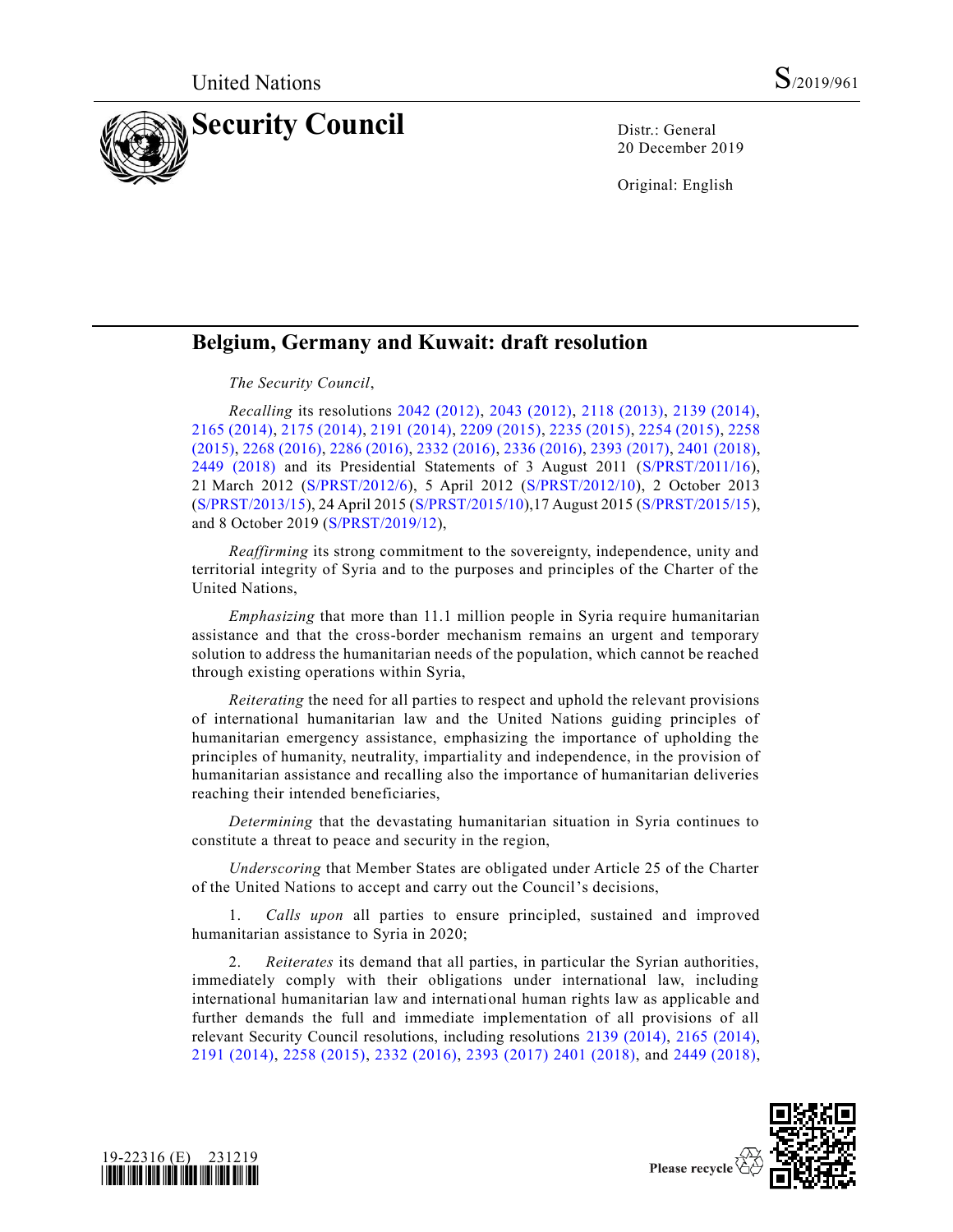United Nations S/2019/961

# Security Council

Distr.: General
20 December 2019

Original: English

## Belgium, Germany and Kuwait: draft resolution

*The Security Council*,

*Recalling* its resolutions 2042 (2012), 2043 (2012), 2118 (2013), 2139 (2014), 2165 (2014), 2175 (2014), 2191 (2014), 2209 (2015), 2235 (2015), 2254 (2015), 2258 (2015), 2268 (2016), 2286 (2016), 2332 (2016), 2336 (2016), 2393 (2017), 2401 (2018), 2449 (2018) and its Presidential Statements of 3 August 2011 (S/PRST/2011/16), 21 March 2012 (S/PRST/2012/6), 5 April 2012 (S/PRST/2012/10), 2 October 2013 (S/PRST/2013/15), 24 April 2015 (S/PRST/2015/10),17 August 2015 (S/PRST/2015/15), and 8 October 2019 (S/PRST/2019/12),

*Reaffirming* its strong commitment to the sovereignty, independence, unity and territorial integrity of Syria and to the purposes and principles of the Charter of the United Nations,

*Emphasizing* that more than 11.1 million people in Syria require humanitarian assistance and that the cross-border mechanism remains an urgent and temporary solution to address the humanitarian needs of the population, which cannot be reached through existing operations within Syria,

*Reiterating* the need for all parties to respect and uphold the relevant provisions of international humanitarian law and the United Nations guiding principles of humanitarian emergency assistance, emphasizing the importance of upholding the principles of humanity, neutrality, impartiality and independence, in the provision of humanitarian assistance and recalling also the importance of humanitarian deliveries reaching their intended beneficiaries,

*Determining* that the devastating humanitarian situation in Syria continues to constitute a threat to peace and security in the region,

*Underscoring* that Member States are obligated under Article 25 of the Charter of the United Nations to accept and carry out the Council's decisions,

1. *Calls upon* all parties to ensure principled, sustained and improved humanitarian assistance to Syria in 2020;

2. *Reiterates* its demand that all parties, in particular the Syrian authorities, immediately comply with their obligations under international law, including international humanitarian law and international human rights law as applicable and further demands the full and immediate implementation of all provisions of all relevant Security Council resolutions, including resolutions 2139 (2014), 2165 (2014), 2191 (2014), 2258 (2015), 2332 (2016), 2393 (2017) 2401 (2018), and 2449 (2018),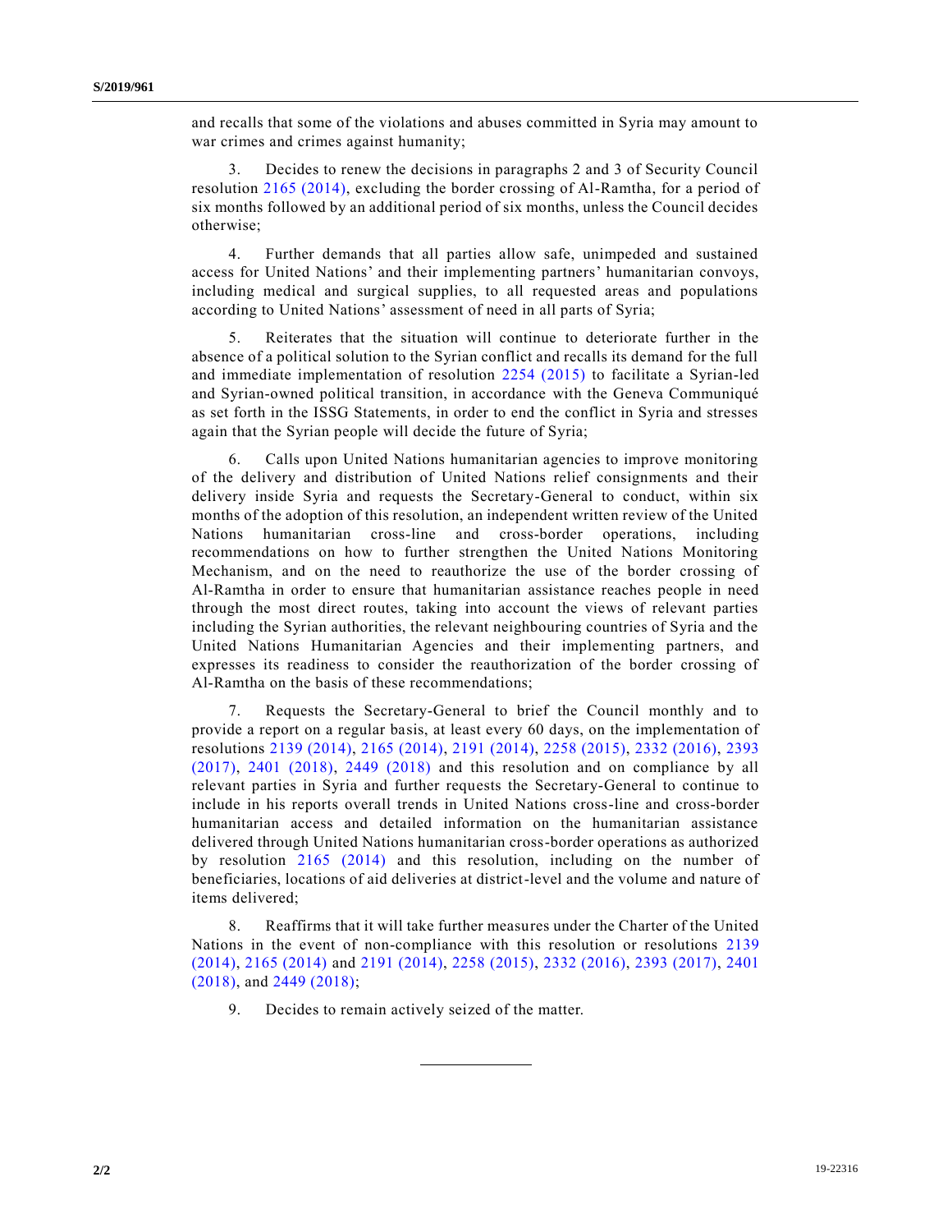and recalls that some of the violations and abuses committed in Syria may amount to war crimes and crimes against humanity;

3. Decides to renew the decisions in paragraphs 2 and 3 of Security Council resolution 2165 (2014), excluding the border crossing of Al-Ramtha, for a period of six months followed by an additional period of six months, unless the Council decides otherwise;

4. Further demands that all parties allow safe, unimpeded and sustained access for United Nations' and their implementing partners' humanitarian convoys, including medical and surgical supplies, to all requested areas and populations according to United Nations' assessment of need in all parts of Syria;

5. Reiterates that the situation will continue to deteriorate further in the absence of a political solution to the Syrian conflict and recalls its demand for the full and immediate implementation of resolution 2254 (2015) to facilitate a Syrian-led and Syrian-owned political transition, in accordance with the Geneva Communiqué as set forth in the ISSG Statements, in order to end the conflict in Syria and stresses again that the Syrian people will decide the future of Syria;

6. Calls upon United Nations humanitarian agencies to improve monitoring of the delivery and distribution of United Nations relief consignments and their delivery inside Syria and requests the Secretary-General to conduct, within six months of the adoption of this resolution, an independent written review of the United Nations humanitarian cross-line and cross-border operations, including recommendations on how to further strengthen the United Nations Monitoring Mechanism, and on the need to reauthorize the use of the border crossing of Al-Ramtha in order to ensure that humanitarian assistance reaches people in need through the most direct routes, taking into account the views of relevant parties including the Syrian authorities, the relevant neighbouring countries of Syria and the United Nations Humanitarian Agencies and their implementing partners, and expresses its readiness to consider the reauthorization of the border crossing of Al-Ramtha on the basis of these recommendations;

7. Requests the Secretary-General to brief the Council monthly and to provide a report on a regular basis, at least every 60 days, on the implementation of resolutions 2139 (2014), 2165 (2014), 2191 (2014), 2258 (2015), 2332 (2016), 2393 (2017), 2401 (2018), 2449 (2018) and this resolution and on compliance by all relevant parties in Syria and further requests the Secretary-General to continue to include in his reports overall trends in United Nations cross-line and cross-border humanitarian access and detailed information on the humanitarian assistance delivered through United Nations humanitarian cross-border operations as authorized by resolution 2165 (2014) and this resolution, including on the number of beneficiaries, locations of aid deliveries at district-level and the volume and nature of items delivered;

8. Reaffirms that it will take further measures under the Charter of the United Nations in the event of non-compliance with this resolution or resolutions 2139 (2014), 2165 (2014) and 2191 (2014), 2258 (2015), 2332 (2016), 2393 (2017), 2401 (2018), and 2449 (2018);

9. Decides to remain actively seized of the matter.